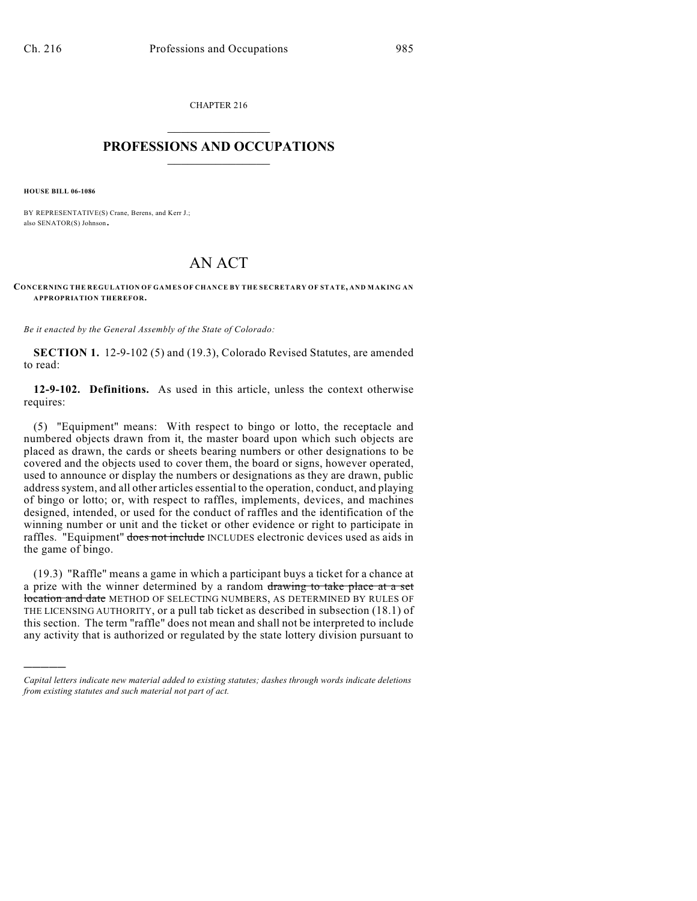CHAPTER 216

# PROFESSIONS AND OCCUPATIONS

**HOUSE BILL 06-1086**

BY REPRESENTATIVE(S) Crane, Berens, and Kerr J.;
also SENATOR(S) Johnson.

# AN ACT

**CONCERNING THE REGULATION OF GAMES OF CHANCE BY THE SECRETARY OF STATE, AND MAKING AN APPROPRIATION THEREFOR.**

*Be it enacted by the General Assembly of the State of Colorado:*

**SECTION 1.** 12-9-102 (5) and (19.3), Colorado Revised Statutes, are amended to read:

**12-9-102. Definitions.** As used in this article, unless the context otherwise requires:

(5) "Equipment" means: With respect to bingo or lotto, the receptacle and numbered objects drawn from it, the master board upon which such objects are placed as drawn, the cards or sheets bearing numbers or other designations to be covered and the objects used to cover them, the board or signs, however operated, used to announce or display the numbers or designations as they are drawn, public address system, and all other articles essential to the operation, conduct, and playing of bingo or lotto; or, with respect to raffles, implements, devices, and machines designed, intended, or used for the conduct of raffles and the identification of the winning number or unit and the ticket or other evidence or right to participate in raffles. "Equipment" ~~does not include~~ INCLUDES electronic devices used as aids in the game of bingo.

(19.3) "Raffle" means a game in which a participant buys a ticket for a chance at a prize with the winner determined by a random ~~drawing to take place at a set location and date~~ METHOD OF SELECTING NUMBERS, AS DETERMINED BY RULES OF THE LICENSING AUTHORITY, or a pull tab ticket as described in subsection (18.1) of this section. The term "raffle" does not mean and shall not be interpreted to include any activity that is authorized or regulated by the state lottery division pursuant to

---

*Capital letters indicate new material added to existing statutes; dashes through words indicate deletions from existing statutes and such material not part of act.*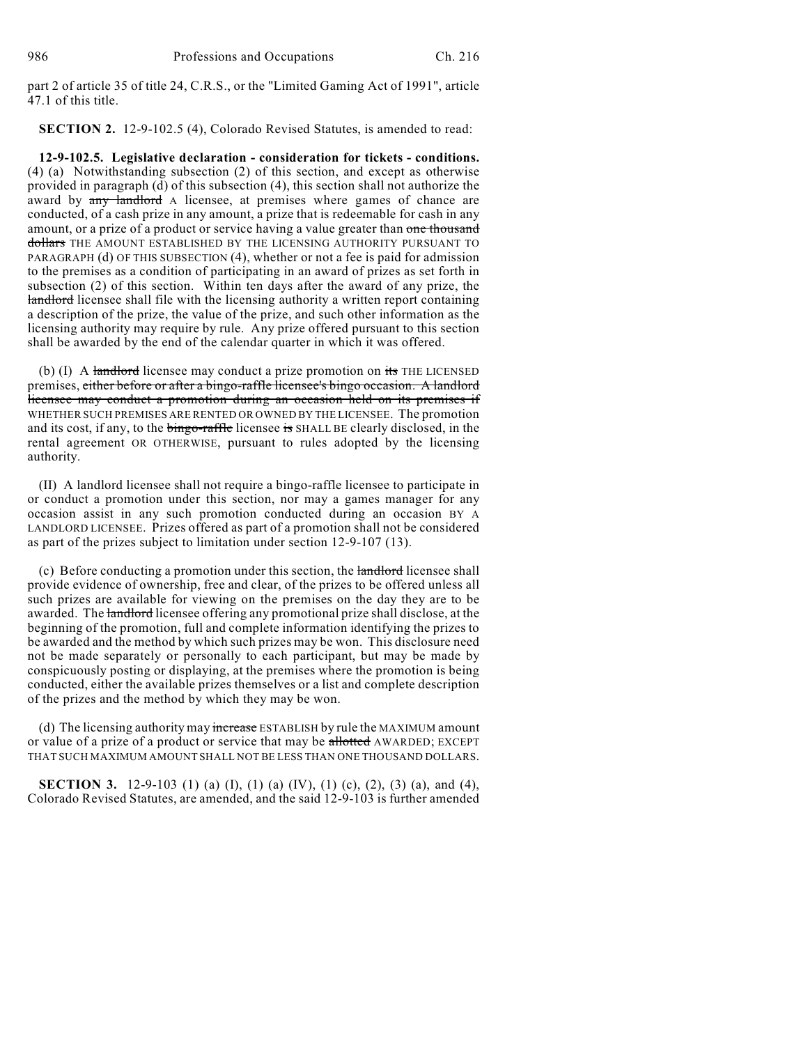part 2 of article 35 of title 24, C.R.S., or the "Limited Gaming Act of 1991", article 47.1 of this title.

**SECTION 2.** 12-9-102.5 (4), Colorado Revised Statutes, is amended to read:

**12-9-102.5. Legislative declaration - consideration for tickets - conditions.** (4) (a) Notwithstanding subsection (2) of this section, and except as otherwise provided in paragraph (d) of this subsection (4), this section shall not authorize the award by ~~any landlord~~ A licensee, at premises where games of chance are conducted, of a cash prize in any amount, a prize that is redeemable for cash in any amount, or a prize of a product or service having a value greater than ~~one thousand dollars~~ THE AMOUNT ESTABLISHED BY THE LICENSING AUTHORITY PURSUANT TO PARAGRAPH (d) OF THIS SUBSECTION (4), whether or not a fee is paid for admission to the premises as a condition of participating in an award of prizes as set forth in subsection (2) of this section. Within ten days after the award of any prize, the ~~landlord~~ licensee shall file with the licensing authority a written report containing a description of the prize, the value of the prize, and such other information as the licensing authority may require by rule. Any prize offered pursuant to this section shall be awarded by the end of the calendar quarter in which it was offered.

(b) (I) A ~~landlord~~ licensee may conduct a prize promotion on ~~its~~ THE LICENSED premises, ~~either before or after a bingo-raffle licensee's bingo occasion. A landlord licensee may conduct a promotion during an occasion held on its premises if~~ WHETHER SUCH PREMISES ARE RENTED OR OWNED BY THE LICENSEE. The promotion and its cost, if any, to the ~~bingo-raffle~~ licensee ~~is~~ SHALL BE clearly disclosed, in the rental agreement OR OTHERWISE, pursuant to rules adopted by the licensing authority.

(II) A landlord licensee shall not require a bingo-raffle licensee to participate in or conduct a promotion under this section, nor may a games manager for any occasion assist in any such promotion conducted during an occasion BY A LANDLORD LICENSEE. Prizes offered as part of a promotion shall not be considered as part of the prizes subject to limitation under section 12-9-107 (13).

(c) Before conducting a promotion under this section, the ~~landlord~~ licensee shall provide evidence of ownership, free and clear, of the prizes to be offered unless all such prizes are available for viewing on the premises on the day they are to be awarded. The ~~landlord~~ licensee offering any promotional prize shall disclose, at the beginning of the promotion, full and complete information identifying the prizes to be awarded and the method by which such prizes may be won. This disclosure need not be made separately or personally to each participant, but may be made by conspicuously posting or displaying, at the premises where the promotion is being conducted, either the available prizes themselves or a list and complete description of the prizes and the method by which they may be won.

(d) The licensing authority may ~~increase~~ ESTABLISH by rule the MAXIMUM amount or value of a prize of a product or service that may be ~~allotted~~ AWARDED; EXCEPT THAT SUCH MAXIMUM AMOUNT SHALL NOT BE LESS THAN ONE THOUSAND DOLLARS.

**SECTION 3.** 12-9-103 (1) (a) (I), (1) (a) (IV), (1) (c), (2), (3) (a), and (4), Colorado Revised Statutes, are amended, and the said 12-9-103 is further amended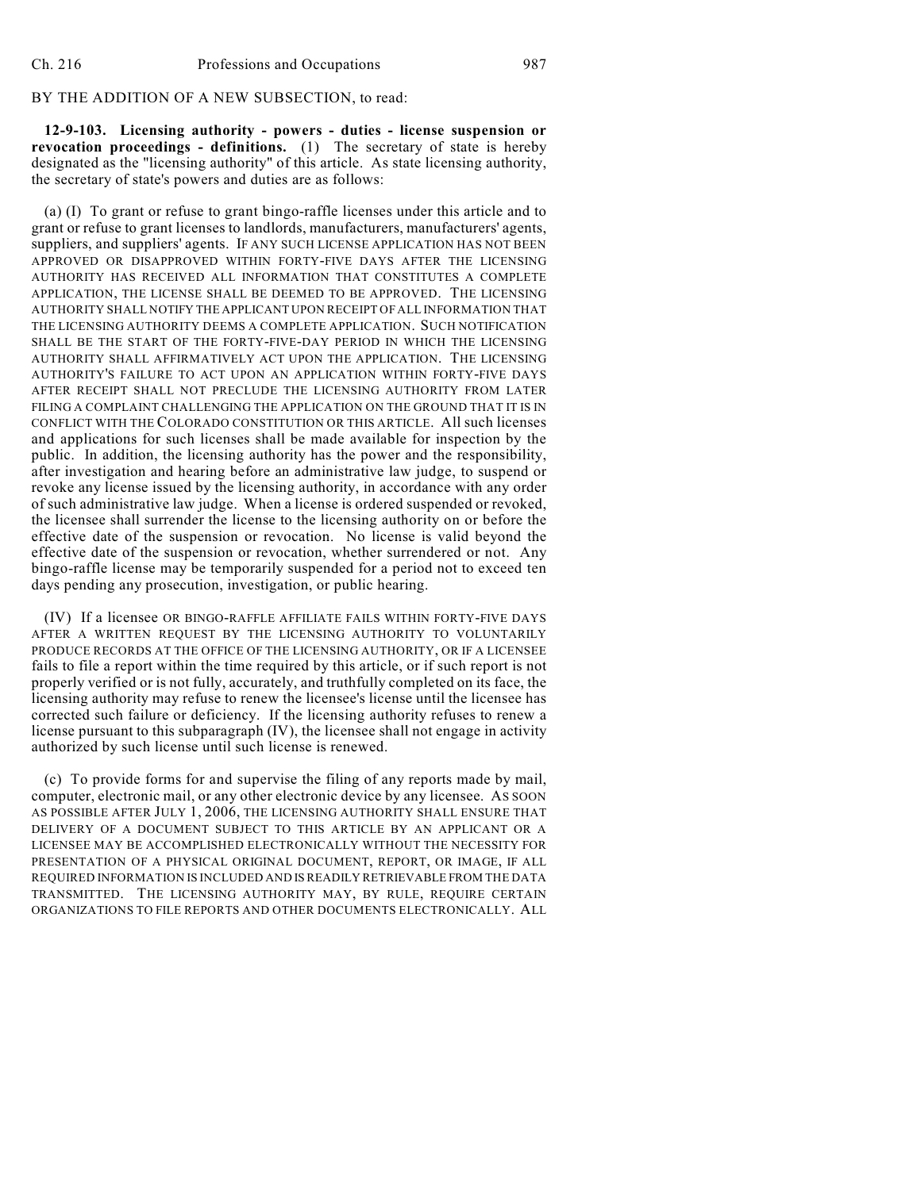BY THE ADDITION OF A NEW SUBSECTION, to read:

**12-9-103. Licensing authority - powers - duties - license suspension or revocation proceedings - definitions.** (1) The secretary of state is hereby designated as the "licensing authority" of this article. As state licensing authority, the secretary of state's powers and duties are as follows:

(a) (I) To grant or refuse to grant bingo-raffle licenses under this article and to grant or refuse to grant licenses to landlords, manufacturers, manufacturers' agents, suppliers, and suppliers' agents. IF ANY SUCH LICENSE APPLICATION HAS NOT BEEN APPROVED OR DISAPPROVED WITHIN FORTY-FIVE DAYS AFTER THE LICENSING AUTHORITY HAS RECEIVED ALL INFORMATION THAT CONSTITUTES A COMPLETE APPLICATION, THE LICENSE SHALL BE DEEMED TO BE APPROVED. THE LICENSING AUTHORITY SHALL NOTIFY THE APPLICANT UPON RECEIPT OF ALL INFORMATION THAT THE LICENSING AUTHORITY DEEMS A COMPLETE APPLICATION. SUCH NOTIFICATION SHALL BE THE START OF THE FORTY-FIVE-DAY PERIOD IN WHICH THE LICENSING AUTHORITY SHALL AFFIRMATIVELY ACT UPON THE APPLICATION. THE LICENSING AUTHORITY'S FAILURE TO ACT UPON AN APPLICATION WITHIN FORTY-FIVE DAYS AFTER RECEIPT SHALL NOT PRECLUDE THE LICENSING AUTHORITY FROM LATER FILING A COMPLAINT CHALLENGING THE APPLICATION ON THE GROUND THAT IT IS IN CONFLICT WITH THE COLORADO CONSTITUTION OR THIS ARTICLE. All such licenses and applications for such licenses shall be made available for inspection by the public. In addition, the licensing authority has the power and the responsibility, after investigation and hearing before an administrative law judge, to suspend or revoke any license issued by the licensing authority, in accordance with any order of such administrative law judge. When a license is ordered suspended or revoked, the licensee shall surrender the license to the licensing authority on or before the effective date of the suspension or revocation. No license is valid beyond the effective date of the suspension or revocation, whether surrendered or not. Any bingo-raffle license may be temporarily suspended for a period not to exceed ten days pending any prosecution, investigation, or public hearing.

(IV) If a licensee OR BINGO-RAFFLE AFFILIATE FAILS WITHIN FORTY-FIVE DAYS AFTER A WRITTEN REQUEST BY THE LICENSING AUTHORITY TO VOLUNTARILY PRODUCE RECORDS AT THE OFFICE OF THE LICENSING AUTHORITY, OR IF A LICENSEE fails to file a report within the time required by this article, or if such report is not properly verified or is not fully, accurately, and truthfully completed on its face, the licensing authority may refuse to renew the licensee's license until the licensee has corrected such failure or deficiency. If the licensing authority refuses to renew a license pursuant to this subparagraph (IV), the licensee shall not engage in activity authorized by such license until such license is renewed.

(c) To provide forms for and supervise the filing of any reports made by mail, computer, electronic mail, or any other electronic device by any licensee. AS SOON AS POSSIBLE AFTER JULY 1, 2006, THE LICENSING AUTHORITY SHALL ENSURE THAT DELIVERY OF A DOCUMENT SUBJECT TO THIS ARTICLE BY AN APPLICANT OR A LICENSEE MAY BE ACCOMPLISHED ELECTRONICALLY WITHOUT THE NECESSITY FOR PRESENTATION OF A PHYSICAL ORIGINAL DOCUMENT, REPORT, OR IMAGE, IF ALL REQUIRED INFORMATION IS INCLUDED AND IS READILY RETRIEVABLE FROM THE DATA TRANSMITTED. THE LICENSING AUTHORITY MAY, BY RULE, REQUIRE CERTAIN ORGANIZATIONS TO FILE REPORTS AND OTHER DOCUMENTS ELECTRONICALLY. ALL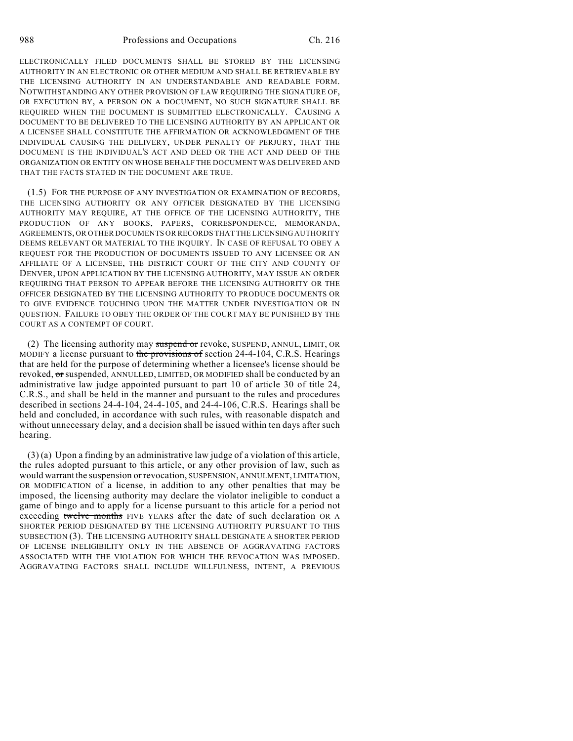ELECTRONICALLY FILED DOCUMENTS SHALL BE STORED BY THE LICENSING AUTHORITY IN AN ELECTRONIC OR OTHER MEDIUM AND SHALL BE RETRIEVABLE BY THE LICENSING AUTHORITY IN AN UNDERSTANDABLE AND READABLE FORM. NOTWITHSTANDING ANY OTHER PROVISION OF LAW REQUIRING THE SIGNATURE OF, OR EXECUTION BY, A PERSON ON A DOCUMENT, NO SUCH SIGNATURE SHALL BE REQUIRED WHEN THE DOCUMENT IS SUBMITTED ELECTRONICALLY. CAUSING A DOCUMENT TO BE DELIVERED TO THE LICENSING AUTHORITY BY AN APPLICANT OR A LICENSEE SHALL CONSTITUTE THE AFFIRMATION OR ACKNOWLEDGMENT OF THE INDIVIDUAL CAUSING THE DELIVERY, UNDER PENALTY OF PERJURY, THAT THE DOCUMENT IS THE INDIVIDUAL'S ACT AND DEED OR THE ACT AND DEED OF THE ORGANIZATION OR ENTITY ON WHOSE BEHALF THE DOCUMENT WAS DELIVERED AND THAT THE FACTS STATED IN THE DOCUMENT ARE TRUE.

(1.5) FOR THE PURPOSE OF ANY INVESTIGATION OR EXAMINATION OF RECORDS, THE LICENSING AUTHORITY OR ANY OFFICER DESIGNATED BY THE LICENSING AUTHORITY MAY REQUIRE, AT THE OFFICE OF THE LICENSING AUTHORITY, THE PRODUCTION OF ANY BOOKS, PAPERS, CORRESPONDENCE, MEMORANDA, AGREEMENTS, OR OTHER DOCUMENTS OR RECORDS THAT THE LICENSING AUTHORITY DEEMS RELEVANT OR MATERIAL TO THE INQUIRY. IN CASE OF REFUSAL TO OBEY A REQUEST FOR THE PRODUCTION OF DOCUMENTS ISSUED TO ANY LICENSEE OR AN AFFILIATE OF A LICENSEE, THE DISTRICT COURT OF THE CITY AND COUNTY OF DENVER, UPON APPLICATION BY THE LICENSING AUTHORITY, MAY ISSUE AN ORDER REQUIRING THAT PERSON TO APPEAR BEFORE THE LICENSING AUTHORITY OR THE OFFICER DESIGNATED BY THE LICENSING AUTHORITY TO PRODUCE DOCUMENTS OR TO GIVE EVIDENCE TOUCHING UPON THE MATTER UNDER INVESTIGATION OR IN QUESTION. FAILURE TO OBEY THE ORDER OF THE COURT MAY BE PUNISHED BY THE COURT AS A CONTEMPT OF COURT.

(2) The licensing authority may ~~suspend or~~ revoke, SUSPEND, ANNUL, LIMIT, OR MODIFY a license pursuant to ~~the provisions of~~ section 24-4-104, C.R.S. Hearings that are held for the purpose of determining whether a licensee's license should be revoked, ~~or~~ suspended, ANNULLED, LIMITED, OR MODIFIED shall be conducted by an administrative law judge appointed pursuant to part 10 of article 30 of title 24, C.R.S., and shall be held in the manner and pursuant to the rules and procedures described in sections 24-4-104, 24-4-105, and 24-4-106, C.R.S. Hearings shall be held and concluded, in accordance with such rules, with reasonable dispatch and without unnecessary delay, and a decision shall be issued within ten days after such hearing.

(3) (a) Upon a finding by an administrative law judge of a violation of this article, the rules adopted pursuant to this article, or any other provision of law, such as would warrant the ~~suspension or~~ revocation, SUSPENSION, ANNULMENT, LIMITATION, OR MODIFICATION of a license, in addition to any other penalties that may be imposed, the licensing authority may declare the violator ineligible to conduct a game of bingo and to apply for a license pursuant to this article for a period not exceeding ~~twelve months~~ FIVE YEARS after the date of such declaration OR A SHORTER PERIOD DESIGNATED BY THE LICENSING AUTHORITY PURSUANT TO THIS SUBSECTION (3). THE LICENSING AUTHORITY SHALL DESIGNATE A SHORTER PERIOD OF LICENSE INELIGIBILITY ONLY IN THE ABSENCE OF AGGRAVATING FACTORS ASSOCIATED WITH THE VIOLATION FOR WHICH THE REVOCATION WAS IMPOSED. AGGRAVATING FACTORS SHALL INCLUDE WILLFULNESS, INTENT, A PREVIOUS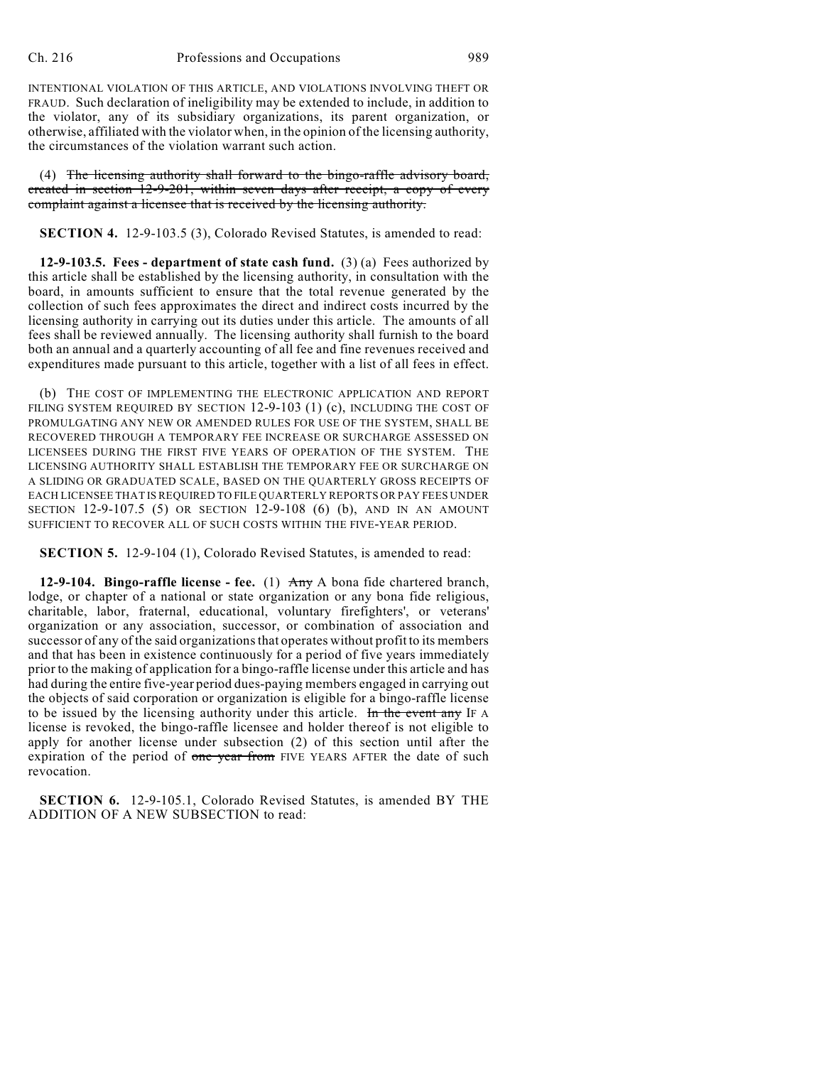INTENTIONAL VIOLATION OF THIS ARTICLE, AND VIOLATIONS INVOLVING THEFT OR FRAUD. Such declaration of ineligibility may be extended to include, in addition to the violator, any of its subsidiary organizations, its parent organization, or otherwise, affiliated with the violator when, in the opinion of the licensing authority, the circumstances of the violation warrant such action.

(4) ~~The licensing authority shall forward to the bingo-raffle advisory board, created in section 12-9-201, within seven days after receipt, a copy of every complaint against a licensee that is received by the licensing authority.~~

**SECTION 4.** 12-9-103.5 (3), Colorado Revised Statutes, is amended to read:

**12-9-103.5. Fees - department of state cash fund.** (3) (a) Fees authorized by this article shall be established by the licensing authority, in consultation with the board, in amounts sufficient to ensure that the total revenue generated by the collection of such fees approximates the direct and indirect costs incurred by the licensing authority in carrying out its duties under this article. The amounts of all fees shall be reviewed annually. The licensing authority shall furnish to the board both an annual and a quarterly accounting of all fee and fine revenues received and expenditures made pursuant to this article, together with a list of all fees in effect.

(b) THE COST OF IMPLEMENTING THE ELECTRONIC APPLICATION AND REPORT FILING SYSTEM REQUIRED BY SECTION 12-9-103 (1) (c), INCLUDING THE COST OF PROMULGATING ANY NEW OR AMENDED RULES FOR USE OF THE SYSTEM, SHALL BE RECOVERED THROUGH A TEMPORARY FEE INCREASE OR SURCHARGE ASSESSED ON LICENSEES DURING THE FIRST FIVE YEARS OF OPERATION OF THE SYSTEM. THE LICENSING AUTHORITY SHALL ESTABLISH THE TEMPORARY FEE OR SURCHARGE ON A SLIDING OR GRADUATED SCALE, BASED ON THE QUARTERLY GROSS RECEIPTS OF EACH LICENSEE THAT IS REQUIRED TO FILE QUARTERLY REPORTS OR PAY FEES UNDER SECTION 12-9-107.5 (5) OR SECTION 12-9-108 (6) (b), AND IN AN AMOUNT SUFFICIENT TO RECOVER ALL OF SUCH COSTS WITHIN THE FIVE-YEAR PERIOD.

**SECTION 5.** 12-9-104 (1), Colorado Revised Statutes, is amended to read:

**12-9-104. Bingo-raffle license - fee.** (1) ~~Any~~ A bona fide chartered branch, lodge, or chapter of a national or state organization or any bona fide religious, charitable, labor, fraternal, educational, voluntary firefighters', or veterans' organization or any association, successor, or combination of association and successor of any of the said organizations that operates without profit to its members and that has been in existence continuously for a period of five years immediately prior to the making of application for a bingo-raffle license under this article and has had during the entire five-year period dues-paying members engaged in carrying out the objects of said corporation or organization is eligible for a bingo-raffle license to be issued by the licensing authority under this article. ~~In the event any~~ IF A license is revoked, the bingo-raffle licensee and holder thereof is not eligible to apply for another license under subsection (2) of this section until after the expiration of the period of ~~one year from~~ FIVE YEARS AFTER the date of such revocation.

**SECTION 6.** 12-9-105.1, Colorado Revised Statutes, is amended BY THE ADDITION OF A NEW SUBSECTION to read: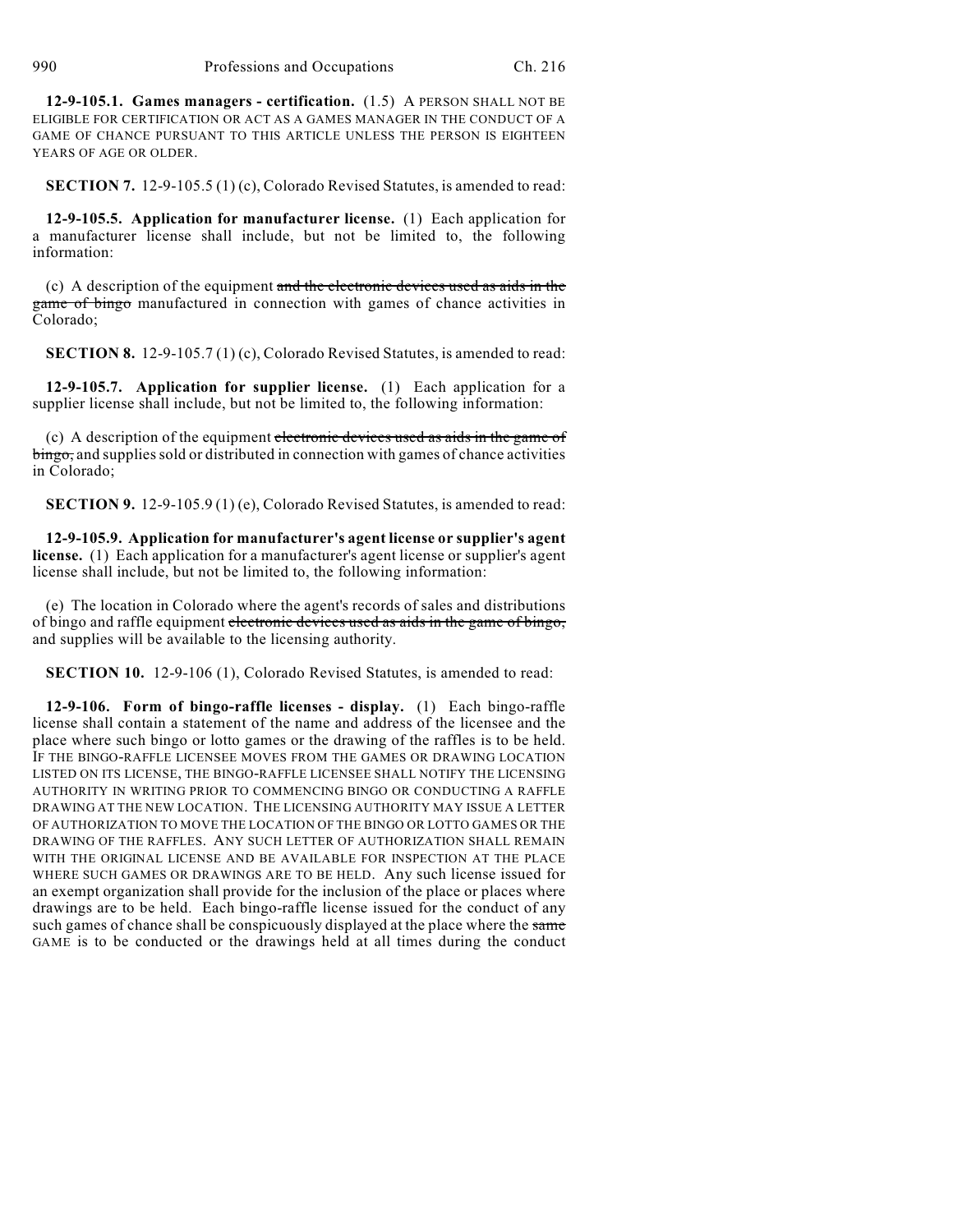**12-9-105.1. Games managers - certification.** (1.5) A PERSON SHALL NOT BE ELIGIBLE FOR CERTIFICATION OR ACT AS A GAMES MANAGER IN THE CONDUCT OF A GAME OF CHANCE PURSUANT TO THIS ARTICLE UNLESS THE PERSON IS EIGHTEEN YEARS OF AGE OR OLDER.

**SECTION 7.** 12-9-105.5 (1) (c), Colorado Revised Statutes, is amended to read:

**12-9-105.5. Application for manufacturer license.** (1) Each application for a manufacturer license shall include, but not be limited to, the following information:

(c) A description of the equipment ~~and the electronic devices used as aids in the game of bingo~~ manufactured in connection with games of chance activities in Colorado;

**SECTION 8.** 12-9-105.7 (1) (c), Colorado Revised Statutes, is amended to read:

**12-9-105.7. Application for supplier license.** (1) Each application for a supplier license shall include, but not be limited to, the following information:

(c) A description of the equipment ~~electronic devices used as aids in the game of bingo,~~ and supplies sold or distributed in connection with games of chance activities in Colorado;

**SECTION 9.** 12-9-105.9 (1) (e), Colorado Revised Statutes, is amended to read:

**12-9-105.9. Application for manufacturer's agent license or supplier's agent license.** (1) Each application for a manufacturer's agent license or supplier's agent license shall include, but not be limited to, the following information:

(e) The location in Colorado where the agent's records of sales and distributions of bingo and raffle equipment ~~electronic devices used as aids in the game of bingo,~~ and supplies will be available to the licensing authority.

**SECTION 10.** 12-9-106 (1), Colorado Revised Statutes, is amended to read:

**12-9-106. Form of bingo-raffle licenses - display.** (1) Each bingo-raffle license shall contain a statement of the name and address of the licensee and the place where such bingo or lotto games or the drawing of the raffles is to be held. IF THE BINGO-RAFFLE LICENSEE MOVES FROM THE GAMES OR DRAWING LOCATION LISTED ON ITS LICENSE, THE BINGO-RAFFLE LICENSEE SHALL NOTIFY THE LICENSING AUTHORITY IN WRITING PRIOR TO COMMENCING BINGO OR CONDUCTING A RAFFLE DRAWING AT THE NEW LOCATION. THE LICENSING AUTHORITY MAY ISSUE A LETTER OF AUTHORIZATION TO MOVE THE LOCATION OF THE BINGO OR LOTTO GAMES OR THE DRAWING OF THE RAFFLES. ANY SUCH LETTER OF AUTHORIZATION SHALL REMAIN WITH THE ORIGINAL LICENSE AND BE AVAILABLE FOR INSPECTION AT THE PLACE WHERE SUCH GAMES OR DRAWINGS ARE TO BE HELD. Any such license issued for an exempt organization shall provide for the inclusion of the place or places where drawings are to be held. Each bingo-raffle license issued for the conduct of any such games of chance shall be conspicuously displayed at the place where the ~~same~~ GAME is to be conducted or the drawings held at all times during the conduct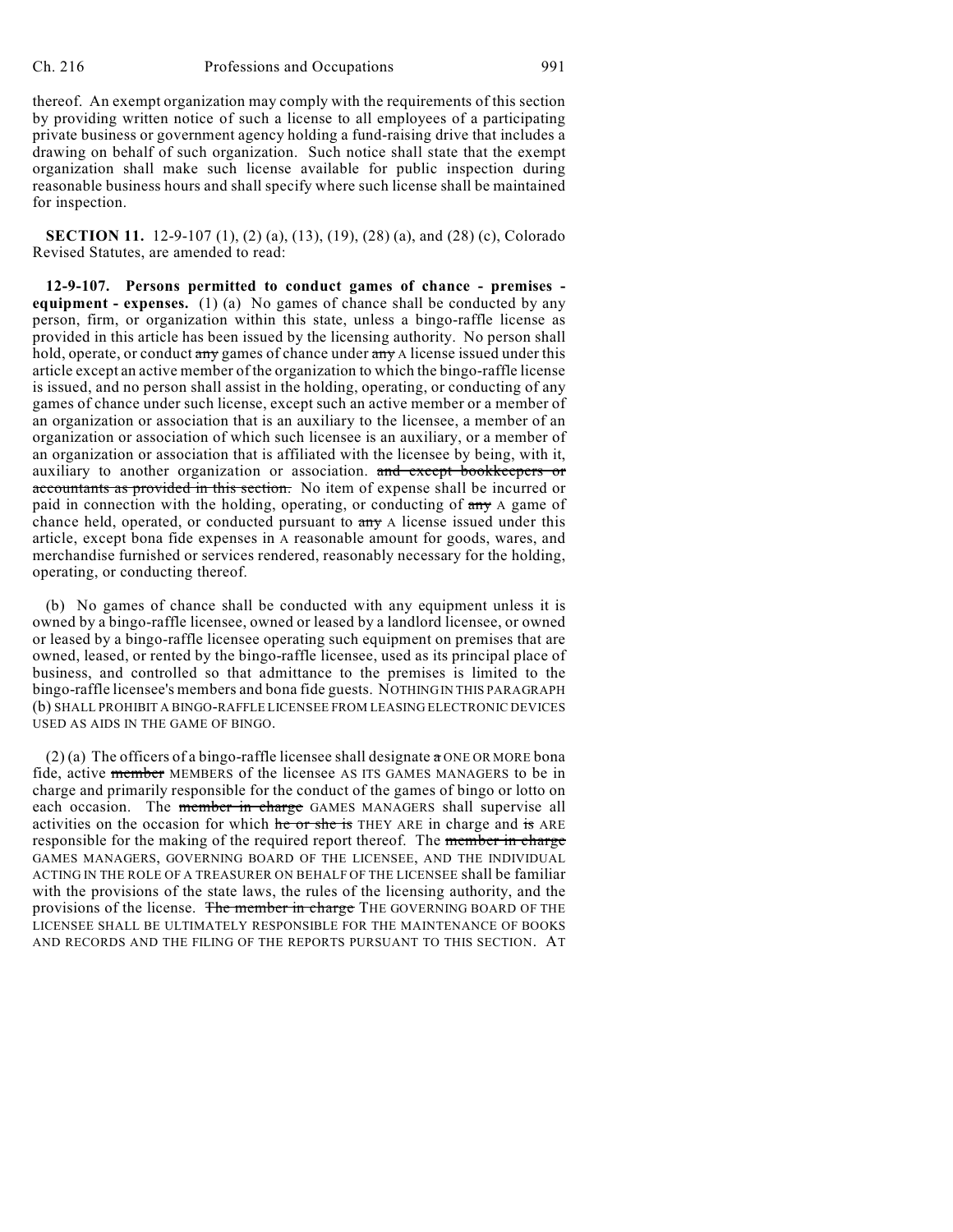thereof. An exempt organization may comply with the requirements of this section by providing written notice of such a license to all employees of a participating private business or government agency holding a fund-raising drive that includes a drawing on behalf of such organization. Such notice shall state that the exempt organization shall make such license available for public inspection during reasonable business hours and shall specify where such license shall be maintained for inspection.

**SECTION 11.** 12-9-107 (1), (2) (a), (13), (19), (28) (a), and (28) (c), Colorado Revised Statutes, are amended to read:

**12-9-107. Persons permitted to conduct games of chance - premises - equipment - expenses.** (1) (a) No games of chance shall be conducted by any person, firm, or organization within this state, unless a bingo-raffle license as provided in this article has been issued by the licensing authority. No person shall hold, operate, or conduct ~~any~~ games of chance under ~~any~~ A license issued under this article except an active member of the organization to which the bingo-raffle license is issued, and no person shall assist in the holding, operating, or conducting of any games of chance under such license, except such an active member or a member of an organization or association that is an auxiliary to the licensee, a member of an organization or association of which such licensee is an auxiliary, or a member of an organization or association that is affiliated with the licensee by being, with it, auxiliary to another organization or association. ~~and except bookkeepers or accountants as provided in this section.~~ No item of expense shall be incurred or paid in connection with the holding, operating, or conducting of ~~any~~ A game of chance held, operated, or conducted pursuant to ~~any~~ A license issued under this article, except bona fide expenses in A reasonable amount for goods, wares, and merchandise furnished or services rendered, reasonably necessary for the holding, operating, or conducting thereof.

(b) No games of chance shall be conducted with any equipment unless it is owned by a bingo-raffle licensee, owned or leased by a landlord licensee, or owned or leased by a bingo-raffle licensee operating such equipment on premises that are owned, leased, or rented by the bingo-raffle licensee, used as its principal place of business, and controlled so that admittance to the premises is limited to the bingo-raffle licensee's members and bona fide guests. NOTHING IN THIS PARAGRAPH (b) SHALL PROHIBIT A BINGO-RAFFLE LICENSEE FROM LEASING ELECTRONIC DEVICES USED AS AIDS IN THE GAME OF BINGO.

(2) (a) The officers of a bingo-raffle licensee shall designate ~~a~~ ONE OR MORE bona fide, active ~~member~~ MEMBERS of the licensee AS ITS GAMES MANAGERS to be in charge and primarily responsible for the conduct of the games of bingo or lotto on each occasion. The ~~member in charge~~ GAMES MANAGERS shall supervise all activities on the occasion for which ~~he or she is~~ THEY ARE in charge and ~~is~~ ARE responsible for the making of the required report thereof. The ~~member in charge~~ GAMES MANAGERS, GOVERNING BOARD OF THE LICENSEE, AND THE INDIVIDUAL ACTING IN THE ROLE OF A TREASURER ON BEHALF OF THE LICENSEE shall be familiar with the provisions of the state laws, the rules of the licensing authority, and the provisions of the license. ~~The member in charge~~ THE GOVERNING BOARD OF THE LICENSEE SHALL BE ULTIMATELY RESPONSIBLE FOR THE MAINTENANCE OF BOOKS AND RECORDS AND THE FILING OF THE REPORTS PURSUANT TO THIS SECTION. AT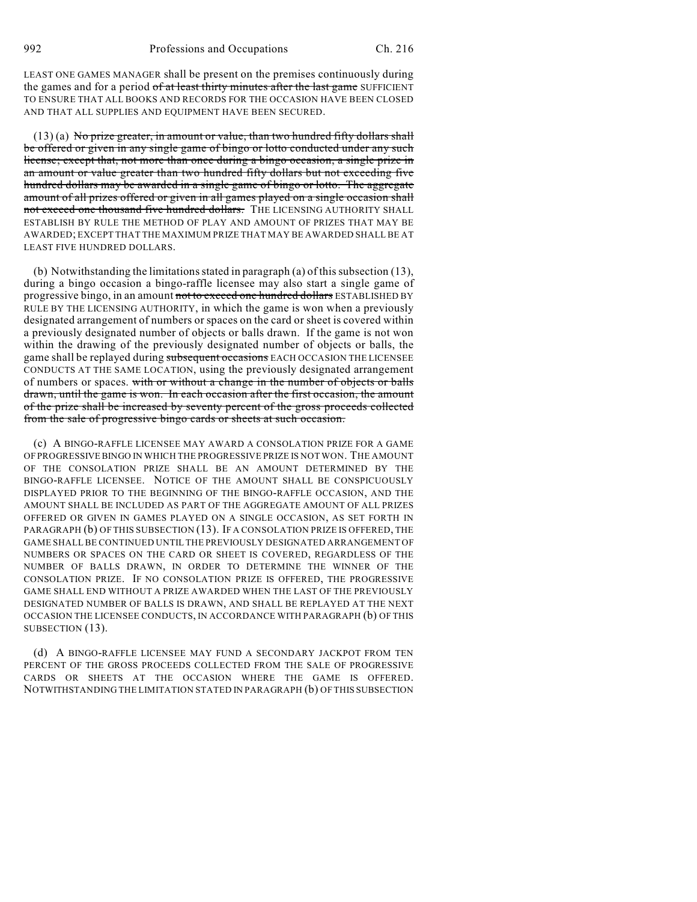LEAST ONE GAMES MANAGER shall be present on the premises continuously during the games and for a period ~~of at least thirty minutes after the last game~~ SUFFICIENT TO ENSURE THAT ALL BOOKS AND RECORDS FOR THE OCCASION HAVE BEEN CLOSED AND THAT ALL SUPPLIES AND EQUIPMENT HAVE BEEN SECURED.

(13) (a) ~~No prize greater, in amount or value, than two hundred fifty dollars shall be offered or given in any single game of bingo or lotto conducted under any such license; except that, not more than once during a bingo occasion, a single prize in an amount or value greater than two hundred fifty dollars but not exceeding five hundred dollars may be awarded in a single game of bingo or lotto. The aggregate amount of all prizes offered or given in all games played on a single occasion shall not exceed one thousand five hundred dollars.~~ THE LICENSING AUTHORITY SHALL ESTABLISH BY RULE THE METHOD OF PLAY AND AMOUNT OF PRIZES THAT MAY BE AWARDED; EXCEPT THAT THE MAXIMUM PRIZE THAT MAY BE AWARDED SHALL BE AT LEAST FIVE HUNDRED DOLLARS.

(b) Notwithstanding the limitations stated in paragraph (a) of this subsection (13), during a bingo occasion a bingo-raffle licensee may also start a single game of progressive bingo, in an amount ~~not to exceed one hundred dollars~~ ESTABLISHED BY RULE BY THE LICENSING AUTHORITY, in which the game is won when a previously designated arrangement of numbers or spaces on the card or sheet is covered within a previously designated number of objects or balls drawn. If the game is not won within the drawing of the previously designated number of objects or balls, the game shall be replayed during ~~subsequent occasions~~ EACH OCCASION THE LICENSEE CONDUCTS AT THE SAME LOCATION, using the previously designated arrangement of numbers or spaces. ~~with or without a change in the number of objects or balls drawn, until the game is won. In each occasion after the first occasion, the amount of the prize shall be increased by seventy percent of the gross proceeds collected from the sale of progressive bingo cards or sheets at such occasion.~~

(c) A BINGO-RAFFLE LICENSEE MAY AWARD A CONSOLATION PRIZE FOR A GAME OF PROGRESSIVE BINGO IN WHICH THE PROGRESSIVE PRIZE IS NOT WON. THE AMOUNT OF THE CONSOLATION PRIZE SHALL BE AN AMOUNT DETERMINED BY THE BINGO-RAFFLE LICENSEE. NOTICE OF THE AMOUNT SHALL BE CONSPICUOUSLY DISPLAYED PRIOR TO THE BEGINNING OF THE BINGO-RAFFLE OCCASION, AND THE AMOUNT SHALL BE INCLUDED AS PART OF THE AGGREGATE AMOUNT OF ALL PRIZES OFFERED OR GIVEN IN GAMES PLAYED ON A SINGLE OCCASION, AS SET FORTH IN PARAGRAPH (b) OF THIS SUBSECTION (13). IF A CONSOLATION PRIZE IS OFFERED, THE GAME SHALL BE CONTINUED UNTIL THE PREVIOUSLY DESIGNATED ARRANGEMENT OF NUMBERS OR SPACES ON THE CARD OR SHEET IS COVERED, REGARDLESS OF THE NUMBER OF BALLS DRAWN, IN ORDER TO DETERMINE THE WINNER OF THE CONSOLATION PRIZE. IF NO CONSOLATION PRIZE IS OFFERED, THE PROGRESSIVE GAME SHALL END WITHOUT A PRIZE AWARDED WHEN THE LAST OF THE PREVIOUSLY DESIGNATED NUMBER OF BALLS IS DRAWN, AND SHALL BE REPLAYED AT THE NEXT OCCASION THE LICENSEE CONDUCTS, IN ACCORDANCE WITH PARAGRAPH (b) OF THIS SUBSECTION (13).

(d) A BINGO-RAFFLE LICENSEE MAY FUND A SECONDARY JACKPOT FROM TEN PERCENT OF THE GROSS PROCEEDS COLLECTED FROM THE SALE OF PROGRESSIVE CARDS OR SHEETS AT THE OCCASION WHERE THE GAME IS OFFERED. NOTWITHSTANDING THE LIMITATION STATED IN PARAGRAPH (b) OF THIS SUBSECTION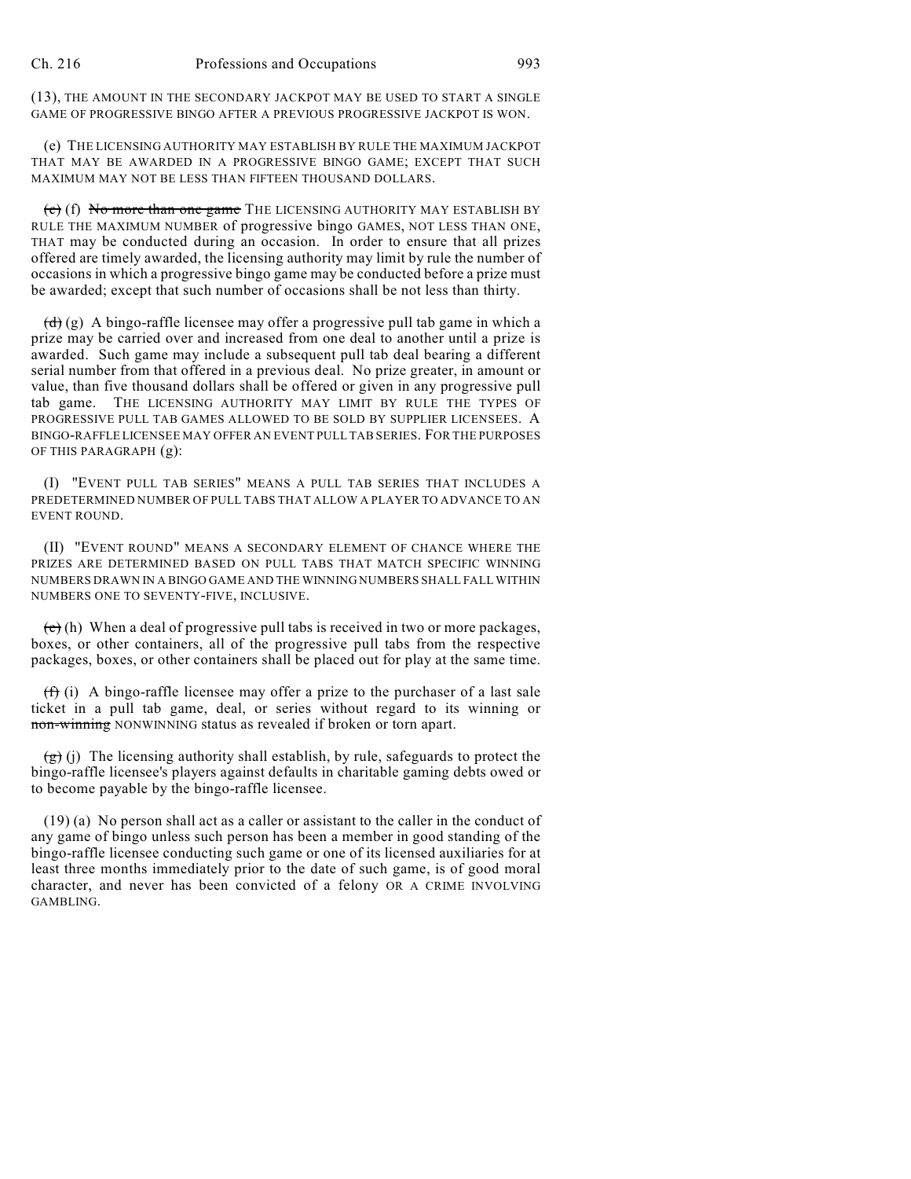(13), THE AMOUNT IN THE SECONDARY JACKPOT MAY BE USED TO START A SINGLE GAME OF PROGRESSIVE BINGO AFTER A PREVIOUS PROGRESSIVE JACKPOT IS WON.

(e) THE LICENSING AUTHORITY MAY ESTABLISH BY RULE THE MAXIMUM JACKPOT THAT MAY BE AWARDED IN A PROGRESSIVE BINGO GAME; EXCEPT THAT SUCH MAXIMUM MAY NOT BE LESS THAN FIFTEEN THOUSAND DOLLARS.

~~(c)~~ (f) ~~No more than one game~~ THE LICENSING AUTHORITY MAY ESTABLISH BY RULE THE MAXIMUM NUMBER of progressive bingo GAMES, NOT LESS THAN ONE, THAT may be conducted during an occasion. In order to ensure that all prizes offered are timely awarded, the licensing authority may limit by rule the number of occasions in which a progressive bingo game may be conducted before a prize must be awarded; except that such number of occasions shall be not less than thirty.

~~(d)~~ (g) A bingo-raffle licensee may offer a progressive pull tab game in which a prize may be carried over and increased from one deal to another until a prize is awarded. Such game may include a subsequent pull tab deal bearing a different serial number from that offered in a previous deal. No prize greater, in amount or value, than five thousand dollars shall be offered or given in any progressive pull tab game. THE LICENSING AUTHORITY MAY LIMIT BY RULE THE TYPES OF PROGRESSIVE PULL TAB GAMES ALLOWED TO BE SOLD BY SUPPLIER LICENSEES. A BINGO-RAFFLE LICENSEE MAY OFFER AN EVENT PULL TAB SERIES. FOR THE PURPOSES OF THIS PARAGRAPH (g):

(I) "EVENT PULL TAB SERIES" MEANS A PULL TAB SERIES THAT INCLUDES A PREDETERMINED NUMBER OF PULL TABS THAT ALLOW A PLAYER TO ADVANCE TO AN EVENT ROUND.

(II) "EVENT ROUND" MEANS A SECONDARY ELEMENT OF CHANCE WHERE THE PRIZES ARE DETERMINED BASED ON PULL TABS THAT MATCH SPECIFIC WINNING NUMBERS DRAWN IN A BINGO GAME AND THE WINNING NUMBERS SHALL FALL WITHIN NUMBERS ONE TO SEVENTY-FIVE, INCLUSIVE.

~~(e)~~ (h) When a deal of progressive pull tabs is received in two or more packages, boxes, or other containers, all of the progressive pull tabs from the respective packages, boxes, or other containers shall be placed out for play at the same time.

~~(f)~~ (i) A bingo-raffle licensee may offer a prize to the purchaser of a last sale ticket in a pull tab game, deal, or series without regard to its winning or ~~non-winning~~ NONWINNING status as revealed if broken or torn apart.

~~(g)~~ (j) The licensing authority shall establish, by rule, safeguards to protect the bingo-raffle licensee's players against defaults in charitable gaming debts owed or to become payable by the bingo-raffle licensee.

(19) (a) No person shall act as a caller or assistant to the caller in the conduct of any game of bingo unless such person has been a member in good standing of the bingo-raffle licensee conducting such game or one of its licensed auxiliaries for at least three months immediately prior to the date of such game, is of good moral character, and never has been convicted of a felony OR A CRIME INVOLVING GAMBLING.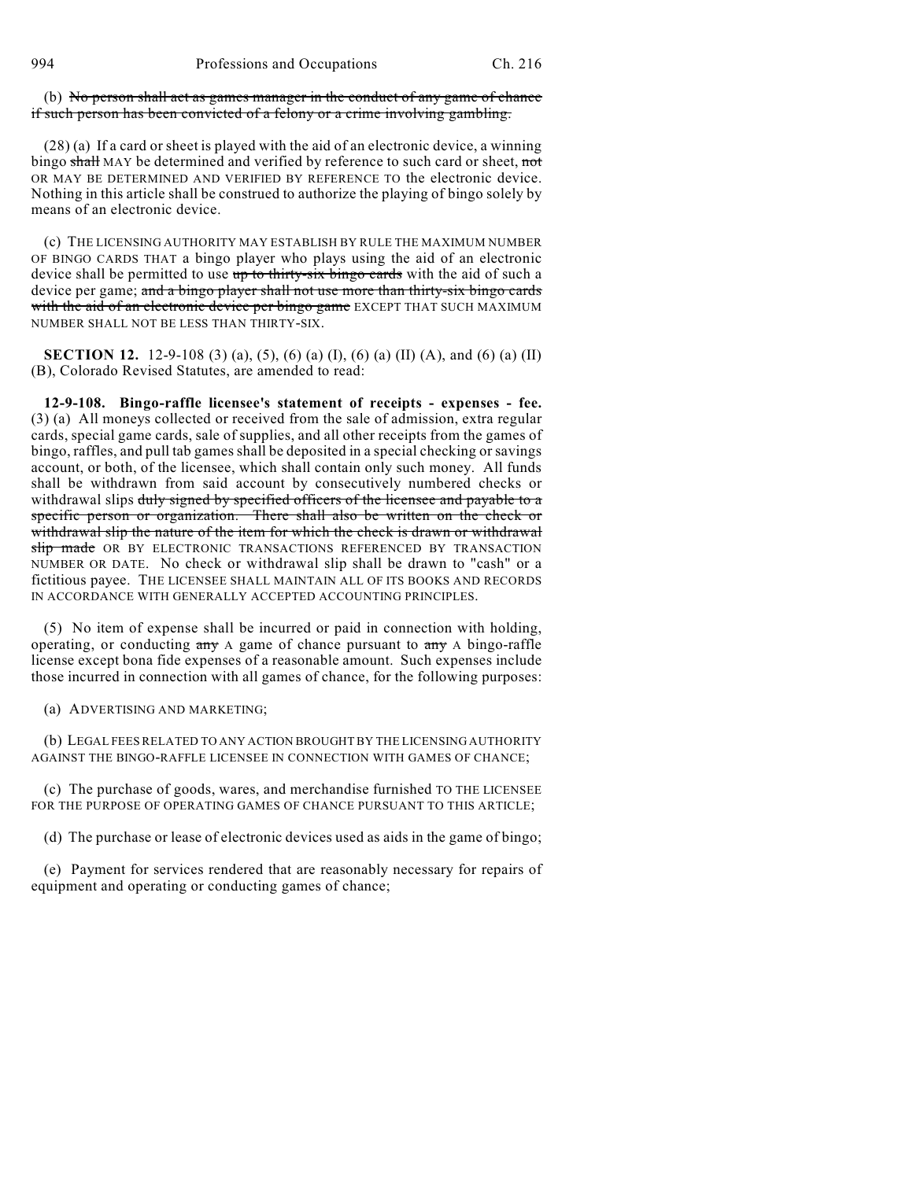(b) ~~No person shall act as games manager in the conduct of any game of chance if such person has been convicted of a felony or a crime involving gambling.~~

(28) (a) If a card or sheet is played with the aid of an electronic device, a winning bingo ~~shall~~ MAY be determined and verified by reference to such card or sheet, ~~not~~ OR MAY BE DETERMINED AND VERIFIED BY REFERENCE TO the electronic device. Nothing in this article shall be construed to authorize the playing of bingo solely by means of an electronic device.

(c) THE LICENSING AUTHORITY MAY ESTABLISH BY RULE THE MAXIMUM NUMBER OF BINGO CARDS THAT a bingo player who plays using the aid of an electronic device shall be permitted to use ~~up to thirty-six bingo cards~~ with the aid of such a device per game; ~~and a bingo player shall not use more than thirty-six bingo cards with the aid of an electronic device per bingo game~~ EXCEPT THAT SUCH MAXIMUM NUMBER SHALL NOT BE LESS THAN THIRTY-SIX.

**SECTION 12.** 12-9-108 (3) (a), (5), (6) (a) (I), (6) (a) (II) (A), and (6) (a) (II) (B), Colorado Revised Statutes, are amended to read:

**12-9-108. Bingo-raffle licensee's statement of receipts - expenses - fee.** (3) (a) All moneys collected or received from the sale of admission, extra regular cards, special game cards, sale of supplies, and all other receipts from the games of bingo, raffles, and pull tab games shall be deposited in a special checking or savings account, or both, of the licensee, which shall contain only such money. All funds shall be withdrawn from said account by consecutively numbered checks or withdrawal slips ~~duly signed by specified officers of the licensee and payable to a specific person or organization. There shall also be written on the check or withdrawal slip the nature of the item for which the check is drawn or withdrawal slip made~~ OR BY ELECTRONIC TRANSACTIONS REFERENCED BY TRANSACTION NUMBER OR DATE. No check or withdrawal slip shall be drawn to "cash" or a fictitious payee. THE LICENSEE SHALL MAINTAIN ALL OF ITS BOOKS AND RECORDS IN ACCORDANCE WITH GENERALLY ACCEPTED ACCOUNTING PRINCIPLES.

(5) No item of expense shall be incurred or paid in connection with holding, operating, or conducting ~~any~~ A game of chance pursuant to ~~any~~ A bingo-raffle license except bona fide expenses of a reasonable amount. Such expenses include those incurred in connection with all games of chance, for the following purposes:

(a) ADVERTISING AND MARKETING;

(b) LEGAL FEES RELATED TO ANY ACTION BROUGHT BY THE LICENSING AUTHORITY AGAINST THE BINGO-RAFFLE LICENSEE IN CONNECTION WITH GAMES OF CHANCE;

(c) The purchase of goods, wares, and merchandise furnished TO THE LICENSEE FOR THE PURPOSE OF OPERATING GAMES OF CHANCE PURSUANT TO THIS ARTICLE;

(d) The purchase or lease of electronic devices used as aids in the game of bingo;

(e) Payment for services rendered that are reasonably necessary for repairs of equipment and operating or conducting games of chance;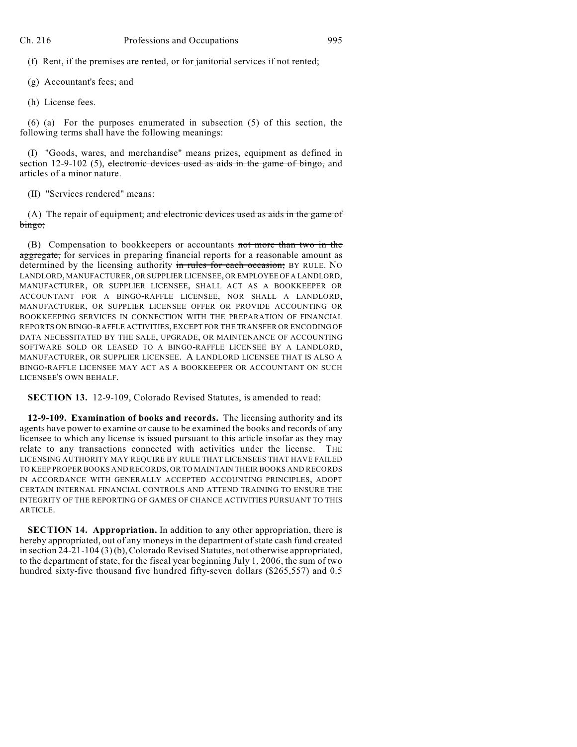(f) Rent, if the premises are rented, or for janitorial services if not rented;

(g) Accountant's fees; and

(h) License fees.

(6) (a) For the purposes enumerated in subsection (5) of this section, the following terms shall have the following meanings:

(I) "Goods, wares, and merchandise" means prizes, equipment as defined in section 12-9-102 (5), ~~electronic devices used as aids in the game of bingo,~~ and articles of a minor nature.

(II) "Services rendered" means:

(A) The repair of equipment; ~~and electronic devices used as aids in the game of bingo;~~

(B) Compensation to bookkeepers or accountants ~~not more than two in the aggregate,~~ for services in preparing financial reports for a reasonable amount as determined by the licensing authority ~~in rules for each occasion;~~ BY RULE. NO LANDLORD, MANUFACTURER, OR SUPPLIER LICENSEE, OR EMPLOYEE OF A LANDLORD, MANUFACTURER, OR SUPPLIER LICENSEE, SHALL ACT AS A BOOKKEEPER OR ACCOUNTANT FOR A BINGO-RAFFLE LICENSEE, NOR SHALL A LANDLORD, MANUFACTURER, OR SUPPLIER LICENSEE OFFER OR PROVIDE ACCOUNTING OR BOOKKEEPING SERVICES IN CONNECTION WITH THE PREPARATION OF FINANCIAL REPORTS ON BINGO-RAFFLE ACTIVITIES, EXCEPT FOR THE TRANSFER OR ENCODING OF DATA NECESSITATED BY THE SALE, UPGRADE, OR MAINTENANCE OF ACCOUNTING SOFTWARE SOLD OR LEASED TO A BINGO-RAFFLE LICENSEE BY A LANDLORD, MANUFACTURER, OR SUPPLIER LICENSEE. A LANDLORD LICENSEE THAT IS ALSO A BINGO-RAFFLE LICENSEE MAY ACT AS A BOOKKEEPER OR ACCOUNTANT ON SUCH LICENSEE'S OWN BEHALF.

**SECTION 13.** 12-9-109, Colorado Revised Statutes, is amended to read:

**12-9-109. Examination of books and records.** The licensing authority and its agents have power to examine or cause to be examined the books and records of any licensee to which any license is issued pursuant to this article insofar as they may relate to any transactions connected with activities under the license. THE LICENSING AUTHORITY MAY REQUIRE BY RULE THAT LICENSEES THAT HAVE FAILED TO KEEP PROPER BOOKS AND RECORDS, OR TO MAINTAIN THEIR BOOKS AND RECORDS IN ACCORDANCE WITH GENERALLY ACCEPTED ACCOUNTING PRINCIPLES, ADOPT CERTAIN INTERNAL FINANCIAL CONTROLS AND ATTEND TRAINING TO ENSURE THE INTEGRITY OF THE REPORTING OF GAMES OF CHANCE ACTIVITIES PURSUANT TO THIS ARTICLE.

**SECTION 14. Appropriation.** In addition to any other appropriation, there is hereby appropriated, out of any moneys in the department of state cash fund created in section 24-21-104 (3) (b), Colorado Revised Statutes, not otherwise appropriated, to the department of state, for the fiscal year beginning July 1, 2006, the sum of two hundred sixty-five thousand five hundred fifty-seven dollars ($265,557) and 0.5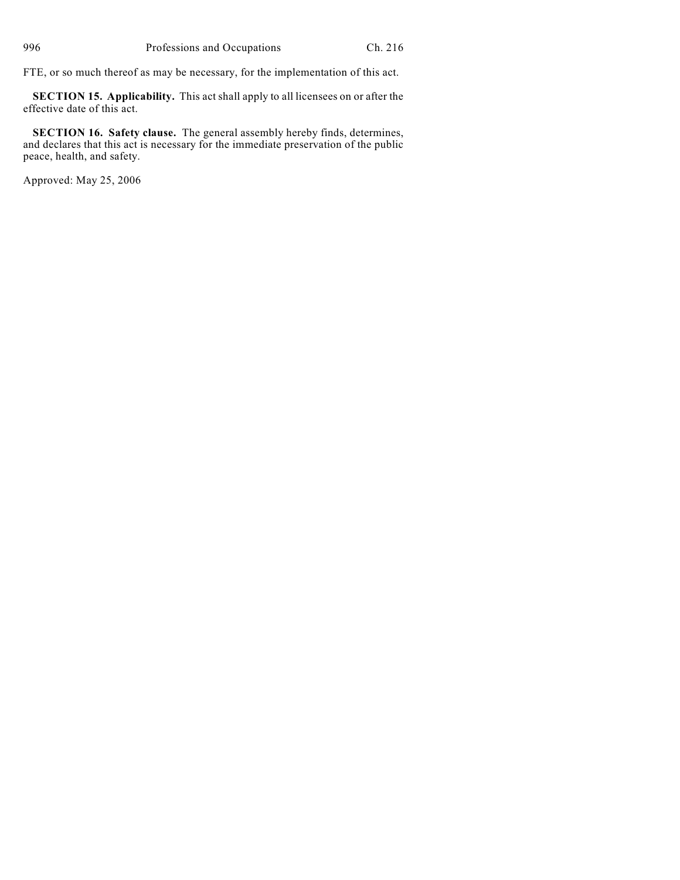FTE, or so much thereof as may be necessary, for the implementation of this act.

**SECTION 15. Applicability.** This act shall apply to all licensees on or after the effective date of this act.

**SECTION 16. Safety clause.** The general assembly hereby finds, determines, and declares that this act is necessary for the immediate preservation of the public peace, health, and safety.

Approved: May 25, 2006